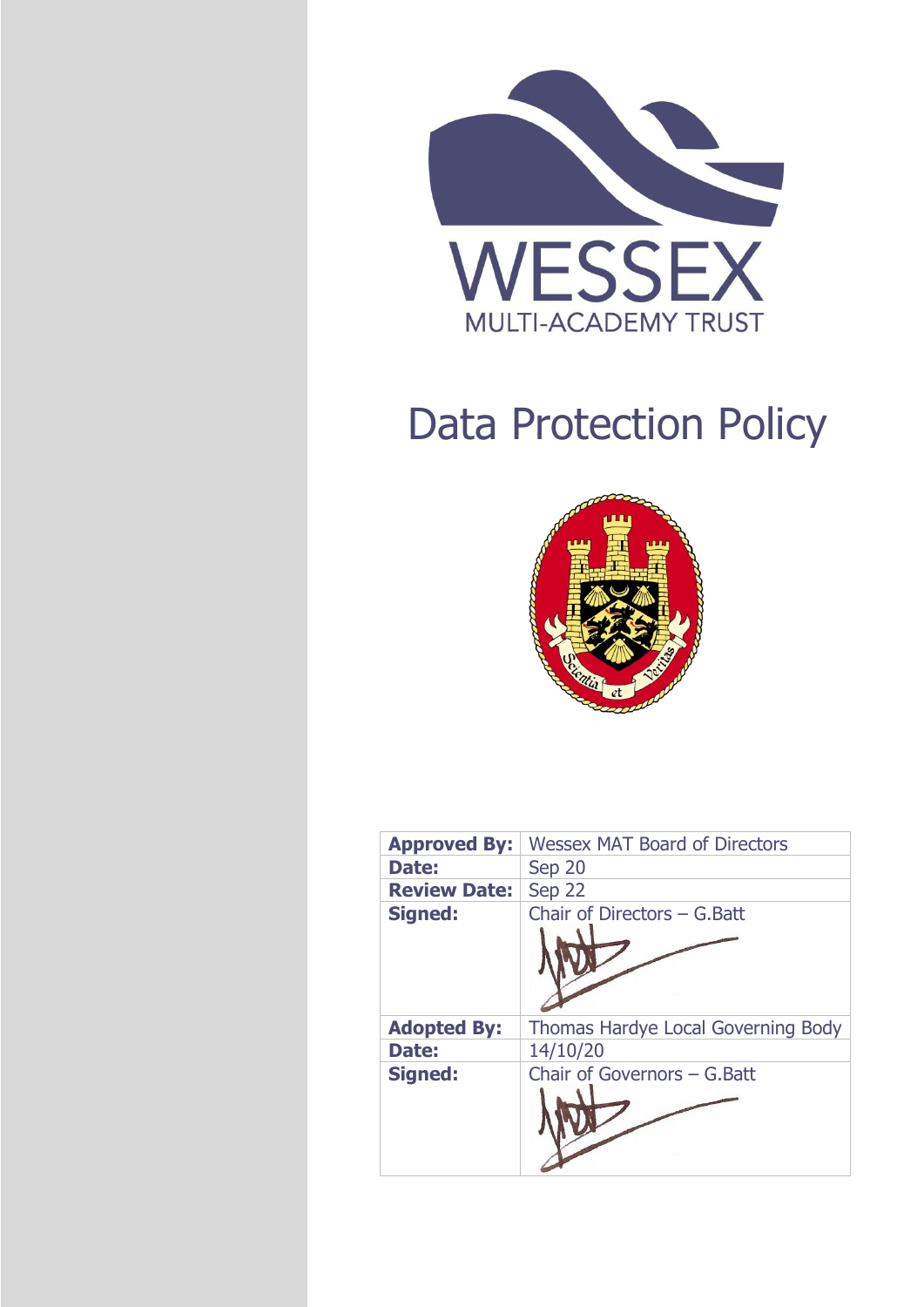WESSEX

MULTI-ACADEMY TRUST

# Data Protection Policy

| **Approved By:** | Wessex MAT Board of Directors |
|---|---|
| **Date:** | Sep 20 |
| **Review Date:** | Sep 22 |
| **Signed:** | Chair of Directors – G.Batt |
| **Adopted By:** | Thomas Hardye Local Governing Body |
| **Date:** | 14/10/20 |
| **Signed:** | Chair of Governors – G.Batt |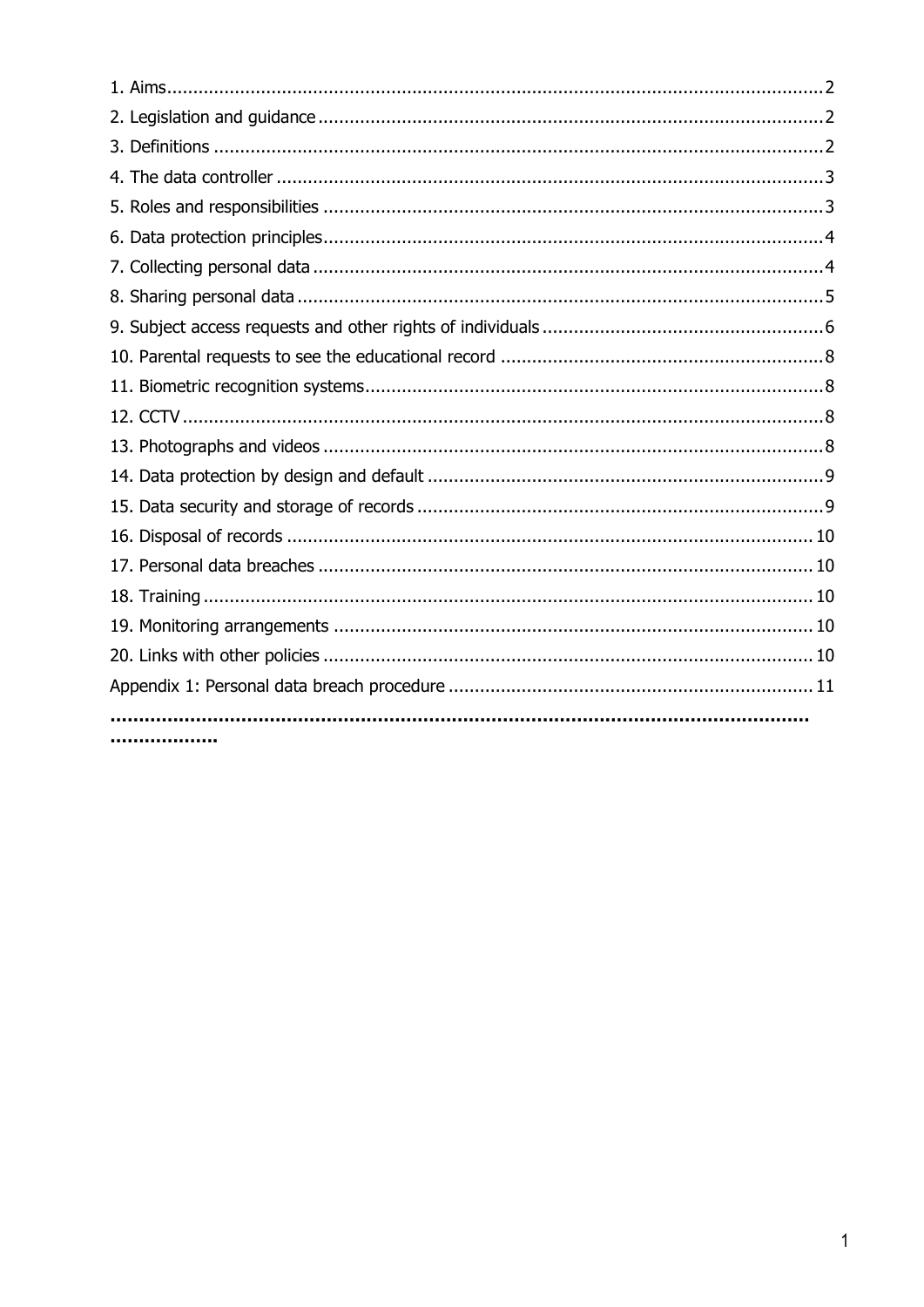1. Aims ........................................................................................................................ 2
2. Legislation and guidance ........................................................................................ 2
3. Definitions ............................................................................................................. 2
4. The data controller ................................................................................................ 3
5. Roles and responsibilities ....................................................................................... 3
6. Data protection principles ....................................................................................... 4
7. Collecting personal data ......................................................................................... 4
8. Sharing personal data ............................................................................................ 5
9. Subject access requests and other rights of individuals ............................................. 6
10. Parental requests to see the educational record ..................................................... 8
11. Biometric recognition systems ............................................................................... 8
12. CCTV ................................................................................................................... 8
13. Photographs and videos ....................................................................................... 8
14. Data protection by design and default .................................................................. 9
15. Data security and storage of records ..................................................................... 9
16. Disposal of records ............................................................................................ 10
17. Personal data breaches ...................................................................................... 10
18. Training ............................................................................................................ 10
19. Monitoring arrangements ................................................................................... 10
20. Links with other policies ..................................................................................... 10
Appendix 1: Personal data breach procedure ............................................................. 11

**..................................................................................................................................**
**..................**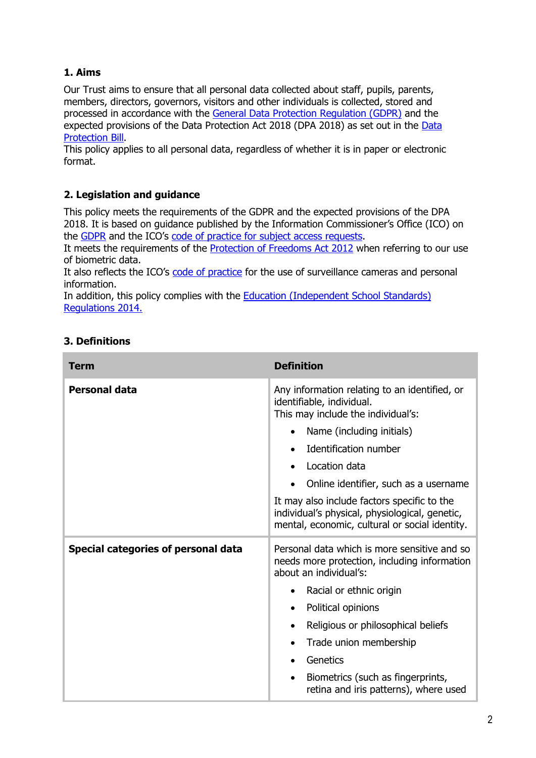## 1. Aims

Our Trust aims to ensure that all personal data collected about staff, pupils, parents, members, directors, governors, visitors and other individuals is collected, stored and processed in accordance with the General Data Protection Regulation (GDPR) and the expected provisions of the Data Protection Act 2018 (DPA 2018) as set out in the Data Protection Bill.

This policy applies to all personal data, regardless of whether it is in paper or electronic format.

## 2. Legislation and guidance

This policy meets the requirements of the GDPR and the expected provisions of the DPA 2018. It is based on guidance published by the Information Commissioner's Office (ICO) on the GDPR and the ICO's code of practice for subject access requests.

It meets the requirements of the Protection of Freedoms Act 2012 when referring to our use of biometric data.

It also reflects the ICO's code of practice for the use of surveillance cameras and personal information.

In addition, this policy complies with the Education (Independent School Standards) Regulations 2014.

## 3. Definitions

| Term | Definition |
|---|---|
| **Personal data** | Any information relating to an identified, or identifiable, individual.<br>This may include the individual's:<br>• Name (including initials)<br>• Identification number<br>• Location data<br>• Online identifier, such as a username<br>It may also include factors specific to the individual's physical, physiological, genetic, mental, economic, cultural or social identity. |
| **Special categories of personal data** | Personal data which is more sensitive and so needs more protection, including information about an individual's:<br>• Racial or ethnic origin<br>• Political opinions<br>• Religious or philosophical beliefs<br>• Trade union membership<br>• Genetics<br>• Biometrics (such as fingerprints, retina and iris patterns), where used |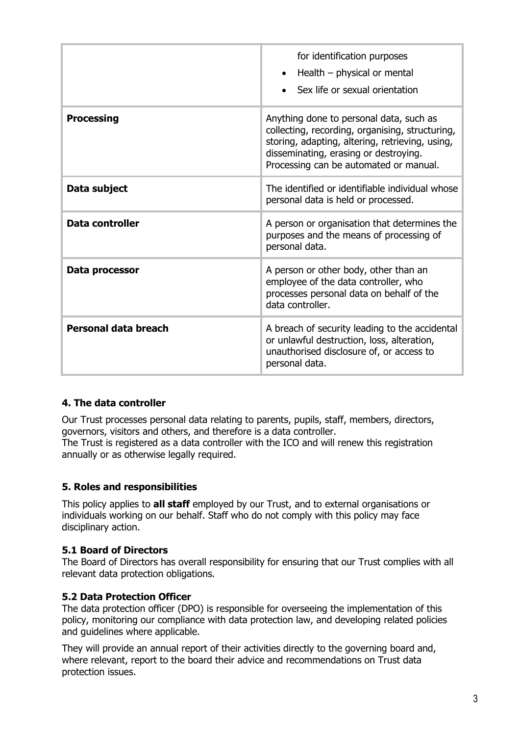| | |
|---|---|
| | for identification purposes<br>• Health – physical or mental<br>• Sex life or sexual orientation |
| **Processing** | Anything done to personal data, such as collecting, recording, organising, structuring, storing, adapting, altering, retrieving, using, disseminating, erasing or destroying. Processing can be automated or manual. |
| **Data subject** | The identified or identifiable individual whose personal data is held or processed. |
| **Data controller** | A person or organisation that determines the purposes and the means of processing of personal data. |
| **Data processor** | A person or other body, other than an employee of the data controller, who processes personal data on behalf of the data controller. |
| **Personal data breach** | A breach of security leading to the accidental or unlawful destruction, loss, alteration, unauthorised disclosure of, or access to personal data. |

## 4. The data controller

Our Trust processes personal data relating to parents, pupils, staff, members, directors, governors, visitors and others, and therefore is a data controller.
The Trust is registered as a data controller with the ICO and will renew this registration annually or as otherwise legally required.

## 5. Roles and responsibilities

This policy applies to **all staff** employed by our Trust, and to external organisations or individuals working on our behalf. Staff who do not comply with this policy may face disciplinary action.

### 5.1 Board of Directors

The Board of Directors has overall responsibility for ensuring that our Trust complies with all relevant data protection obligations.

### 5.2 Data Protection Officer

The data protection officer (DPO) is responsible for overseeing the implementation of this policy, monitoring our compliance with data protection law, and developing related policies and guidelines where applicable.

They will provide an annual report of their activities directly to the governing board and, where relevant, report to the board their advice and recommendations on Trust data protection issues.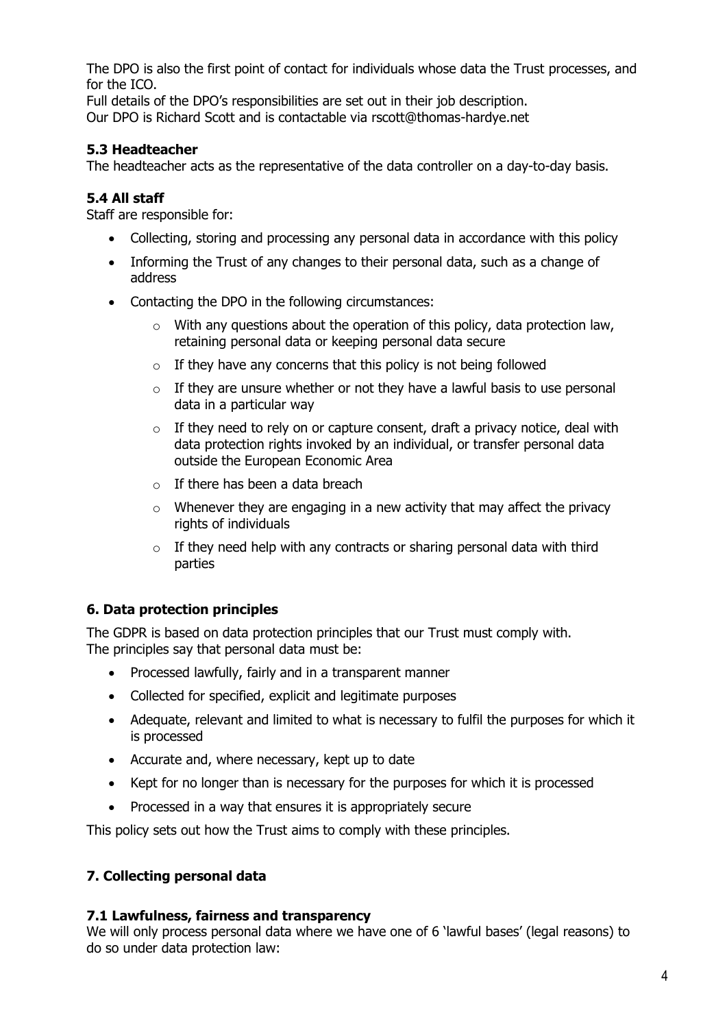The DPO is also the first point of contact for individuals whose data the Trust processes, and for the ICO.
Full details of the DPO's responsibilities are set out in their job description.
Our DPO is Richard Scott and is contactable via rscott@thomas-hardye.net

### 5.3 Headteacher

The headteacher acts as the representative of the data controller on a day-to-day basis.

### 5.4 All staff

Staff are responsible for:

- Collecting, storing and processing any personal data in accordance with this policy
- Informing the Trust of any changes to their personal data, such as a change of address
- Contacting the DPO in the following circumstances:
  - With any questions about the operation of this policy, data protection law, retaining personal data or keeping personal data secure
  - If they have any concerns that this policy is not being followed
  - If they are unsure whether or not they have a lawful basis to use personal data in a particular way
  - If they need to rely on or capture consent, draft a privacy notice, deal with data protection rights invoked by an individual, or transfer personal data outside the European Economic Area
  - If there has been a data breach
  - Whenever they are engaging in a new activity that may affect the privacy rights of individuals
  - If they need help with any contracts or sharing personal data with third parties

## 6. Data protection principles

The GDPR is based on data protection principles that our Trust must comply with.
The principles say that personal data must be:

- Processed lawfully, fairly and in a transparent manner
- Collected for specified, explicit and legitimate purposes
- Adequate, relevant and limited to what is necessary to fulfil the purposes for which it is processed
- Accurate and, where necessary, kept up to date
- Kept for no longer than is necessary for the purposes for which it is processed
- Processed in a way that ensures it is appropriately secure

This policy sets out how the Trust aims to comply with these principles.

## 7. Collecting personal data

### 7.1 Lawfulness, fairness and transparency

We will only process personal data where we have one of 6 'lawful bases' (legal reasons) to do so under data protection law: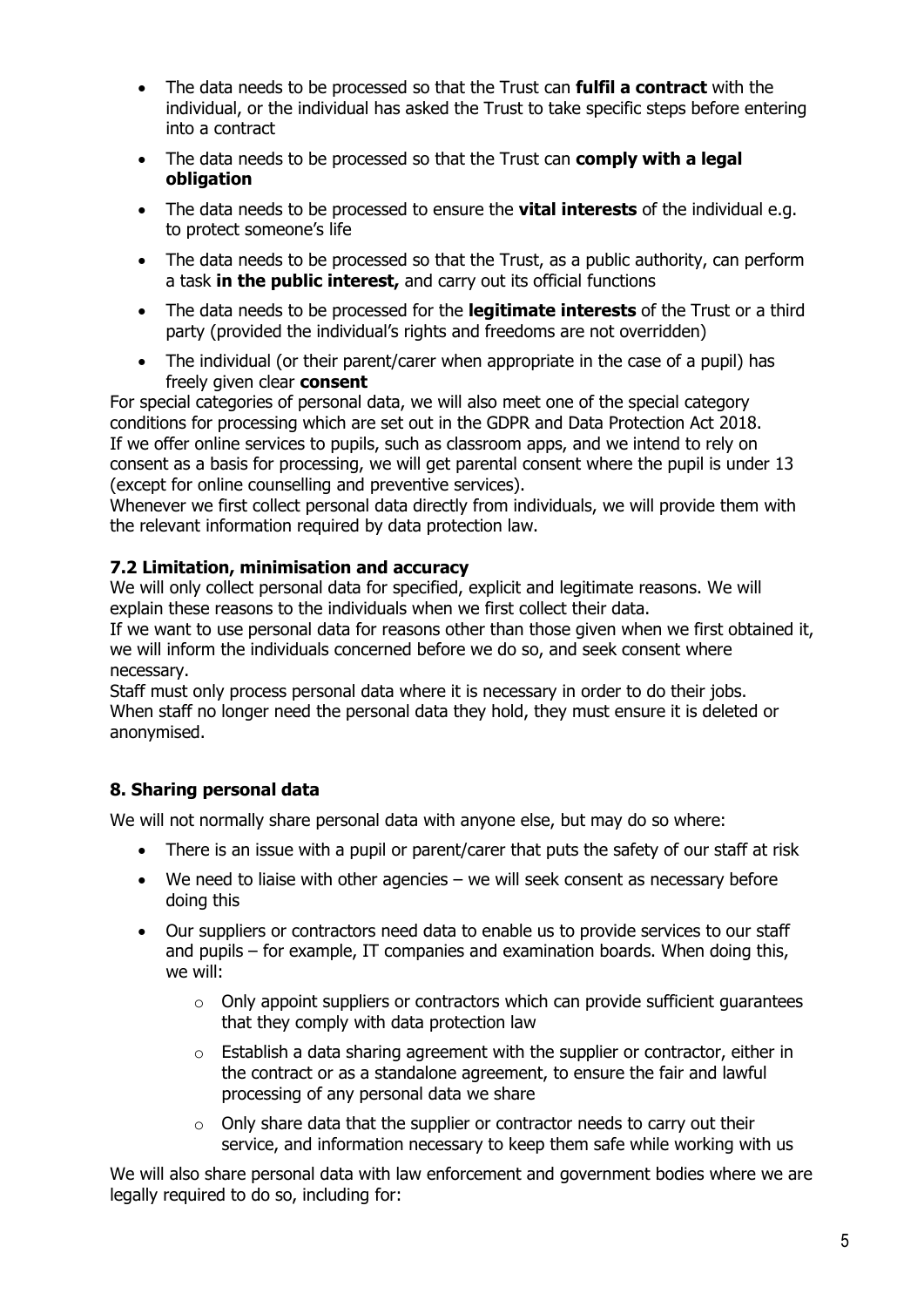- The data needs to be processed so that the Trust can **fulfil a contract** with the individual, or the individual has asked the Trust to take specific steps before entering into a contract
- The data needs to be processed so that the Trust can **comply with a legal obligation**
- The data needs to be processed to ensure the **vital interests** of the individual e.g. to protect someone's life
- The data needs to be processed so that the Trust, as a public authority, can perform a task **in the public interest,** and carry out its official functions
- The data needs to be processed for the **legitimate interests** of the Trust or a third party (provided the individual's rights and freedoms are not overridden)
- The individual (or their parent/carer when appropriate in the case of a pupil) has freely given clear **consent**

For special categories of personal data, we will also meet one of the special category conditions for processing which are set out in the GDPR and Data Protection Act 2018.

If we offer online services to pupils, such as classroom apps, and we intend to rely on consent as a basis for processing, we will get parental consent where the pupil is under 13 (except for online counselling and preventive services).

Whenever we first collect personal data directly from individuals, we will provide them with the relevant information required by data protection law.

### 7.2 Limitation, minimisation and accuracy

We will only collect personal data for specified, explicit and legitimate reasons. We will explain these reasons to the individuals when we first collect their data.

If we want to use personal data for reasons other than those given when we first obtained it, we will inform the individuals concerned before we do so, and seek consent where necessary.

Staff must only process personal data where it is necessary in order to do their jobs.

When staff no longer need the personal data they hold, they must ensure it is deleted or anonymised.

## 8. Sharing personal data

We will not normally share personal data with anyone else, but may do so where:

- There is an issue with a pupil or parent/carer that puts the safety of our staff at risk
- We need to liaise with other agencies – we will seek consent as necessary before doing this
- Our suppliers or contractors need data to enable us to provide services to our staff and pupils – for example, IT companies and examination boards. When doing this, we will:
  - Only appoint suppliers or contractors which can provide sufficient guarantees that they comply with data protection law
  - Establish a data sharing agreement with the supplier or contractor, either in the contract or as a standalone agreement, to ensure the fair and lawful processing of any personal data we share
  - Only share data that the supplier or contractor needs to carry out their service, and information necessary to keep them safe while working with us

We will also share personal data with law enforcement and government bodies where we are legally required to do so, including for: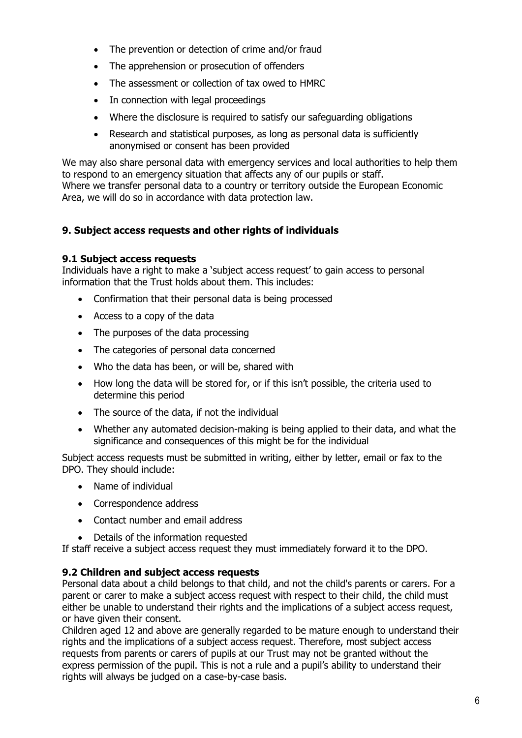- The prevention or detection of crime and/or fraud
- The apprehension or prosecution of offenders
- The assessment or collection of tax owed to HMRC
- In connection with legal proceedings
- Where the disclosure is required to satisfy our safeguarding obligations
- Research and statistical purposes, as long as personal data is sufficiently anonymised or consent has been provided

We may also share personal data with emergency services and local authorities to help them to respond to an emergency situation that affects any of our pupils or staff.
Where we transfer personal data to a country or territory outside the European Economic Area, we will do so in accordance with data protection law.

## 9. Subject access requests and other rights of individuals

### 9.1 Subject access requests

Individuals have a right to make a 'subject access request' to gain access to personal information that the Trust holds about them. This includes:

- Confirmation that their personal data is being processed
- Access to a copy of the data
- The purposes of the data processing
- The categories of personal data concerned
- Who the data has been, or will be, shared with
- How long the data will be stored for, or if this isn't possible, the criteria used to determine this period
- The source of the data, if not the individual
- Whether any automated decision-making is being applied to their data, and what the significance and consequences of this might be for the individual

Subject access requests must be submitted in writing, either by letter, email or fax to the DPO. They should include:

- Name of individual
- Correspondence address
- Contact number and email address
- Details of the information requested

If staff receive a subject access request they must immediately forward it to the DPO.

### 9.2 Children and subject access requests

Personal data about a child belongs to that child, and not the child's parents or carers. For a parent or carer to make a subject access request with respect to their child, the child must either be unable to understand their rights and the implications of a subject access request, or have given their consent.
Children aged 12 and above are generally regarded to be mature enough to understand their rights and the implications of a subject access request. Therefore, most subject access requests from parents or carers of pupils at our Trust may not be granted without the express permission of the pupil. This is not a rule and a pupil's ability to understand their rights will always be judged on a case-by-case basis.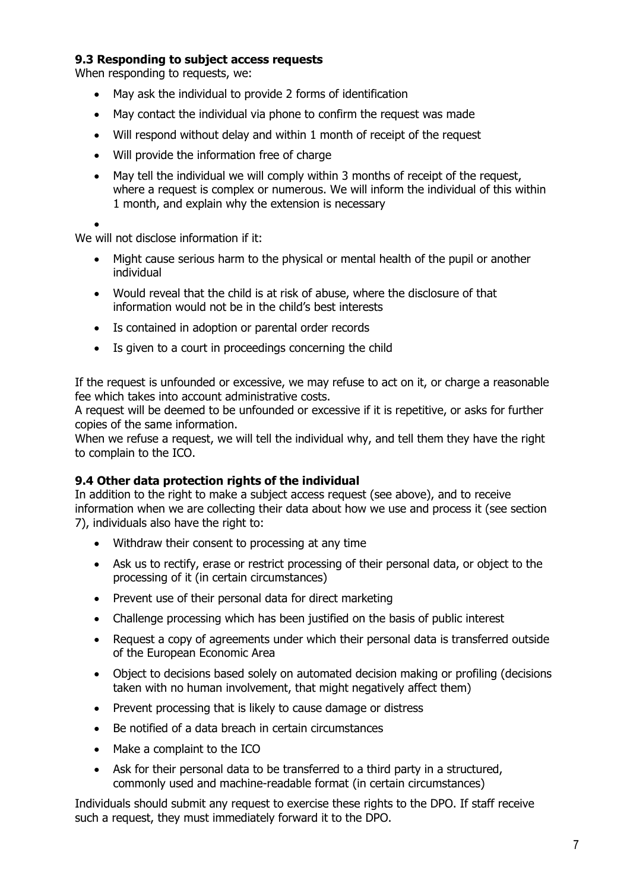### 9.3 Responding to subject access requests

When responding to requests, we:

- May ask the individual to provide 2 forms of identification
- May contact the individual via phone to confirm the request was made
- Will respond without delay and within 1 month of receipt of the request
- Will provide the information free of charge
- May tell the individual we will comply within 3 months of receipt of the request, where a request is complex or numerous. We will inform the individual of this within 1 month, and explain why the extension is necessary

We will not disclose information if it:

- Might cause serious harm to the physical or mental health of the pupil or another individual
- Would reveal that the child is at risk of abuse, where the disclosure of that information would not be in the child's best interests
- Is contained in adoption or parental order records
- Is given to a court in proceedings concerning the child

If the request is unfounded or excessive, we may refuse to act on it, or charge a reasonable fee which takes into account administrative costs.

A request will be deemed to be unfounded or excessive if it is repetitive, or asks for further copies of the same information.

When we refuse a request, we will tell the individual why, and tell them they have the right to complain to the ICO.

### 9.4 Other data protection rights of the individual

In addition to the right to make a subject access request (see above), and to receive information when we are collecting their data about how we use and process it (see section 7), individuals also have the right to:

- Withdraw their consent to processing at any time
- Ask us to rectify, erase or restrict processing of their personal data, or object to the processing of it (in certain circumstances)
- Prevent use of their personal data for direct marketing
- Challenge processing which has been justified on the basis of public interest
- Request a copy of agreements under which their personal data is transferred outside of the European Economic Area
- Object to decisions based solely on automated decision making or profiling (decisions taken with no human involvement, that might negatively affect them)
- Prevent processing that is likely to cause damage or distress
- Be notified of a data breach in certain circumstances
- Make a complaint to the ICO
- Ask for their personal data to be transferred to a third party in a structured, commonly used and machine-readable format (in certain circumstances)

Individuals should submit any request to exercise these rights to the DPO. If staff receive such a request, they must immediately forward it to the DPO.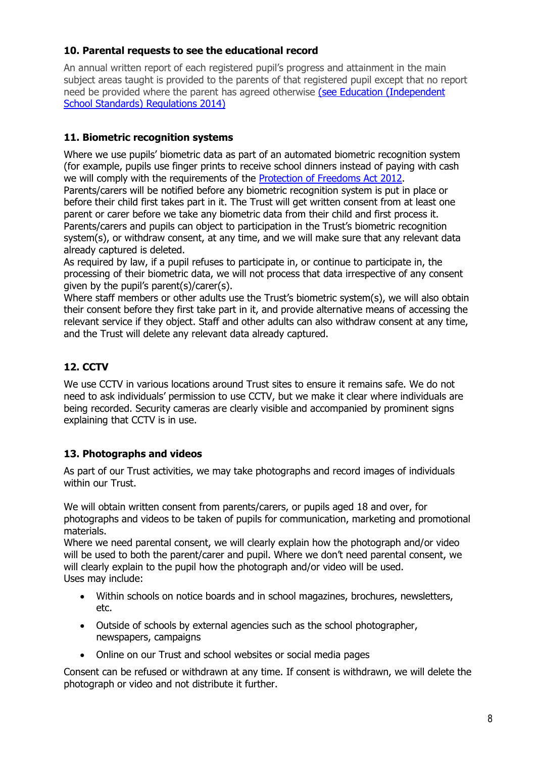### 10. Parental requests to see the educational record

An annual written report of each registered pupil's progress and attainment in the main subject areas taught is provided to the parents of that registered pupil except that no report need be provided where the parent has agreed otherwise [(see Education (Independent School Standards) Regulations 2014)]()

### 11. Biometric recognition systems

Where we use pupils' biometric data as part of an automated biometric recognition system (for example, pupils use finger prints to receive school dinners instead of paying with cash we will comply with the requirements of the [Protection of Freedoms Act 2012]().
Parents/carers will be notified before any biometric recognition system is put in place or before their child first takes part in it. The Trust will get written consent from at least one parent or carer before we take any biometric data from their child and first process it.
Parents/carers and pupils can object to participation in the Trust's biometric recognition system(s), or withdraw consent, at any time, and we will make sure that any relevant data already captured is deleted.
As required by law, if a pupil refuses to participate in, or continue to participate in, the processing of their biometric data, we will not process that data irrespective of any consent given by the pupil's parent(s)/carer(s).
Where staff members or other adults use the Trust's biometric system(s), we will also obtain their consent before they first take part in it, and provide alternative means of accessing the relevant service if they object. Staff and other adults can also withdraw consent at any time, and the Trust will delete any relevant data already captured.

### 12. CCTV

We use CCTV in various locations around Trust sites to ensure it remains safe. We do not need to ask individuals' permission to use CCTV, but we make it clear where individuals are being recorded. Security cameras are clearly visible and accompanied by prominent signs explaining that CCTV is in use.

### 13. Photographs and videos

As part of our Trust activities, we may take photographs and record images of individuals within our Trust.

We will obtain written consent from parents/carers, or pupils aged 18 and over, for photographs and videos to be taken of pupils for communication, marketing and promotional materials.
Where we need parental consent, we will clearly explain how the photograph and/or video will be used to both the parent/carer and pupil. Where we don't need parental consent, we will clearly explain to the pupil how the photograph and/or video will be used.
Uses may include:

- Within schools on notice boards and in school magazines, brochures, newsletters, etc.
- Outside of schools by external agencies such as the school photographer, newspapers, campaigns
- Online on our Trust and school websites or social media pages

Consent can be refused or withdrawn at any time. If consent is withdrawn, we will delete the photograph or video and not distribute it further.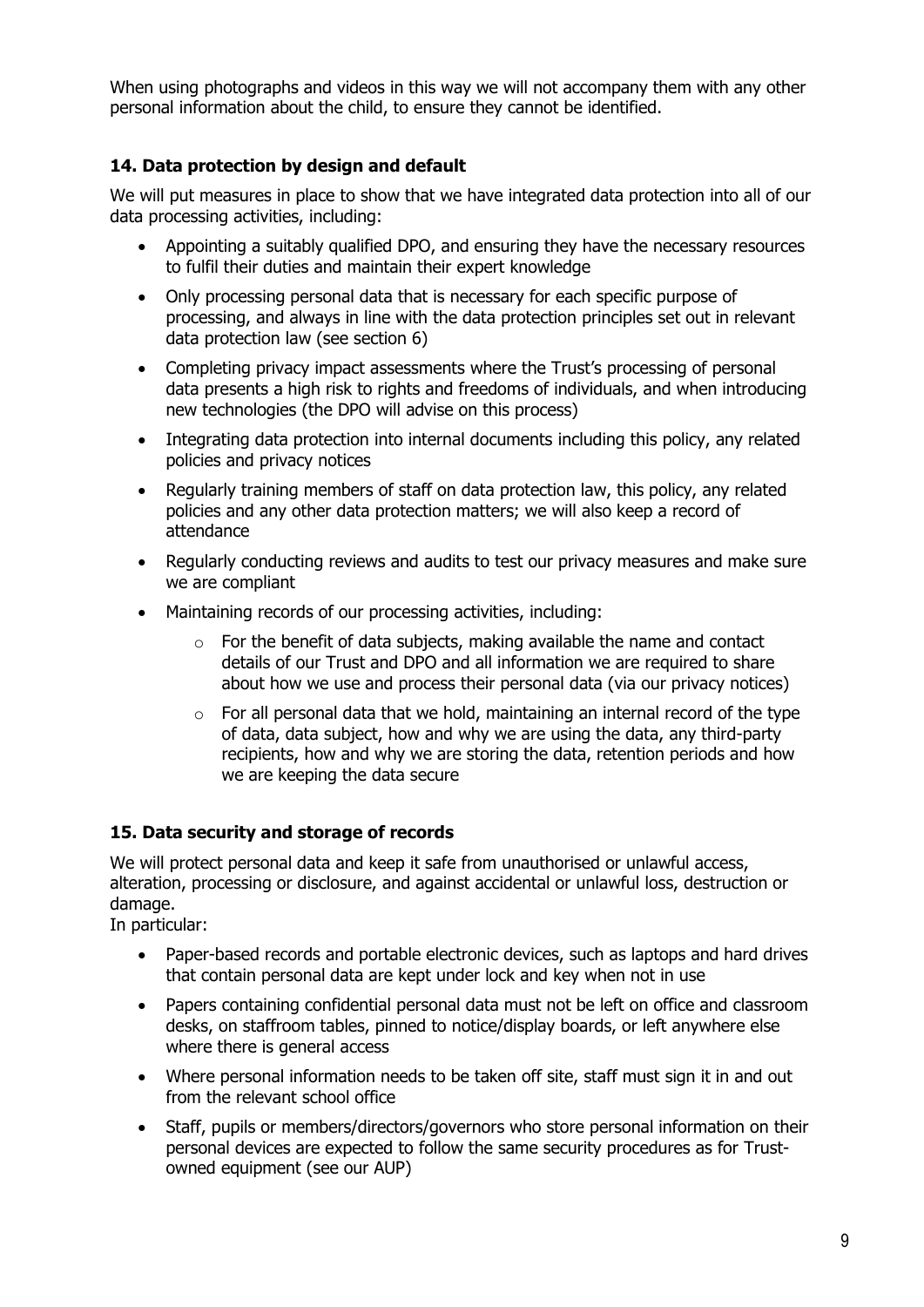When using photographs and videos in this way we will not accompany them with any other personal information about the child, to ensure they cannot be identified.

## 14. Data protection by design and default

We will put measures in place to show that we have integrated data protection into all of our data processing activities, including:

- Appointing a suitably qualified DPO, and ensuring they have the necessary resources to fulfil their duties and maintain their expert knowledge
- Only processing personal data that is necessary for each specific purpose of processing, and always in line with the data protection principles set out in relevant data protection law (see section 6)
- Completing privacy impact assessments where the Trust's processing of personal data presents a high risk to rights and freedoms of individuals, and when introducing new technologies (the DPO will advise on this process)
- Integrating data protection into internal documents including this policy, any related policies and privacy notices
- Regularly training members of staff on data protection law, this policy, any related policies and any other data protection matters; we will also keep a record of attendance
- Regularly conducting reviews and audits to test our privacy measures and make sure we are compliant
- Maintaining records of our processing activities, including:
    - For the benefit of data subjects, making available the name and contact details of our Trust and DPO and all information we are required to share about how we use and process their personal data (via our privacy notices)
    - For all personal data that we hold, maintaining an internal record of the type of data, data subject, how and why we are using the data, any third-party recipients, how and why we are storing the data, retention periods and how we are keeping the data secure

## 15. Data security and storage of records

We will protect personal data and keep it safe from unauthorised or unlawful access, alteration, processing or disclosure, and against accidental or unlawful loss, destruction or damage.
In particular:

- Paper-based records and portable electronic devices, such as laptops and hard drives that contain personal data are kept under lock and key when not in use
- Papers containing confidential personal data must not be left on office and classroom desks, on staffroom tables, pinned to notice/display boards, or left anywhere else where there is general access
- Where personal information needs to be taken off site, staff must sign it in and out from the relevant school office
- Staff, pupils or members/directors/governors who store personal information on their personal devices are expected to follow the same security procedures as for Trust-owned equipment (see our AUP)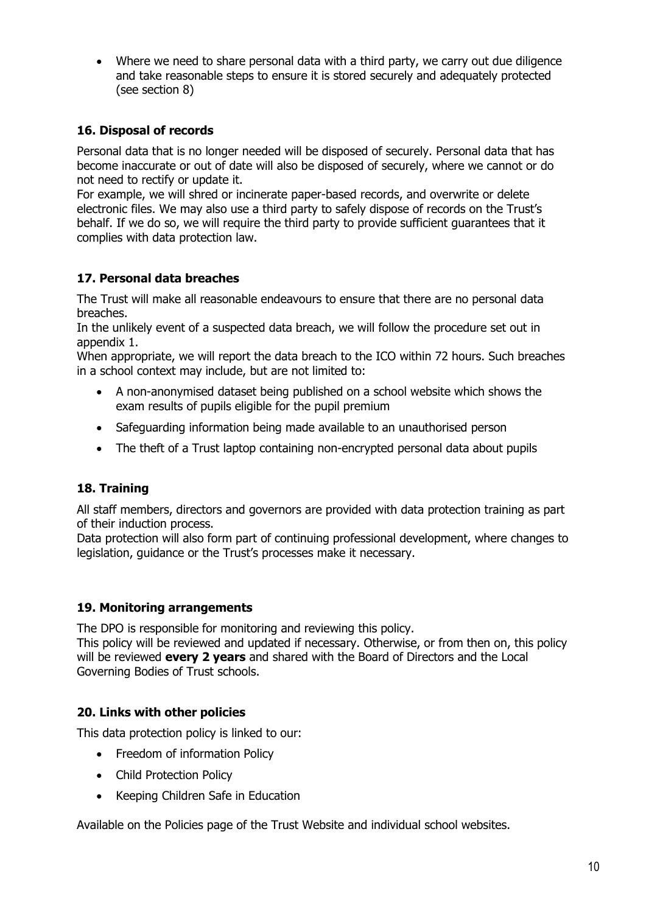- Where we need to share personal data with a third party, we carry out due diligence and take reasonable steps to ensure it is stored securely and adequately protected (see section 8)

### 16. Disposal of records

Personal data that is no longer needed will be disposed of securely. Personal data that has become inaccurate or out of date will also be disposed of securely, where we cannot or do not need to rectify or update it.

For example, we will shred or incinerate paper-based records, and overwrite or delete electronic files. We may also use a third party to safely dispose of records on the Trust's behalf. If we do so, we will require the third party to provide sufficient guarantees that it complies with data protection law.

### 17. Personal data breaches

The Trust will make all reasonable endeavours to ensure that there are no personal data breaches.

In the unlikely event of a suspected data breach, we will follow the procedure set out in appendix 1.

When appropriate, we will report the data breach to the ICO within 72 hours. Such breaches in a school context may include, but are not limited to:

- A non-anonymised dataset being published on a school website which shows the exam results of pupils eligible for the pupil premium
- Safeguarding information being made available to an unauthorised person
- The theft of a Trust laptop containing non-encrypted personal data about pupils

### 18. Training

All staff members, directors and governors are provided with data protection training as part of their induction process.

Data protection will also form part of continuing professional development, where changes to legislation, guidance or the Trust's processes make it necessary.

### 19. Monitoring arrangements

The DPO is responsible for monitoring and reviewing this policy.

This policy will be reviewed and updated if necessary. Otherwise, or from then on, this policy will be reviewed **every 2 years** and shared with the Board of Directors and the Local Governing Bodies of Trust schools.

### 20. Links with other policies

This data protection policy is linked to our:

- Freedom of information Policy
- Child Protection Policy
- Keeping Children Safe in Education

Available on the Policies page of the Trust Website and individual school websites.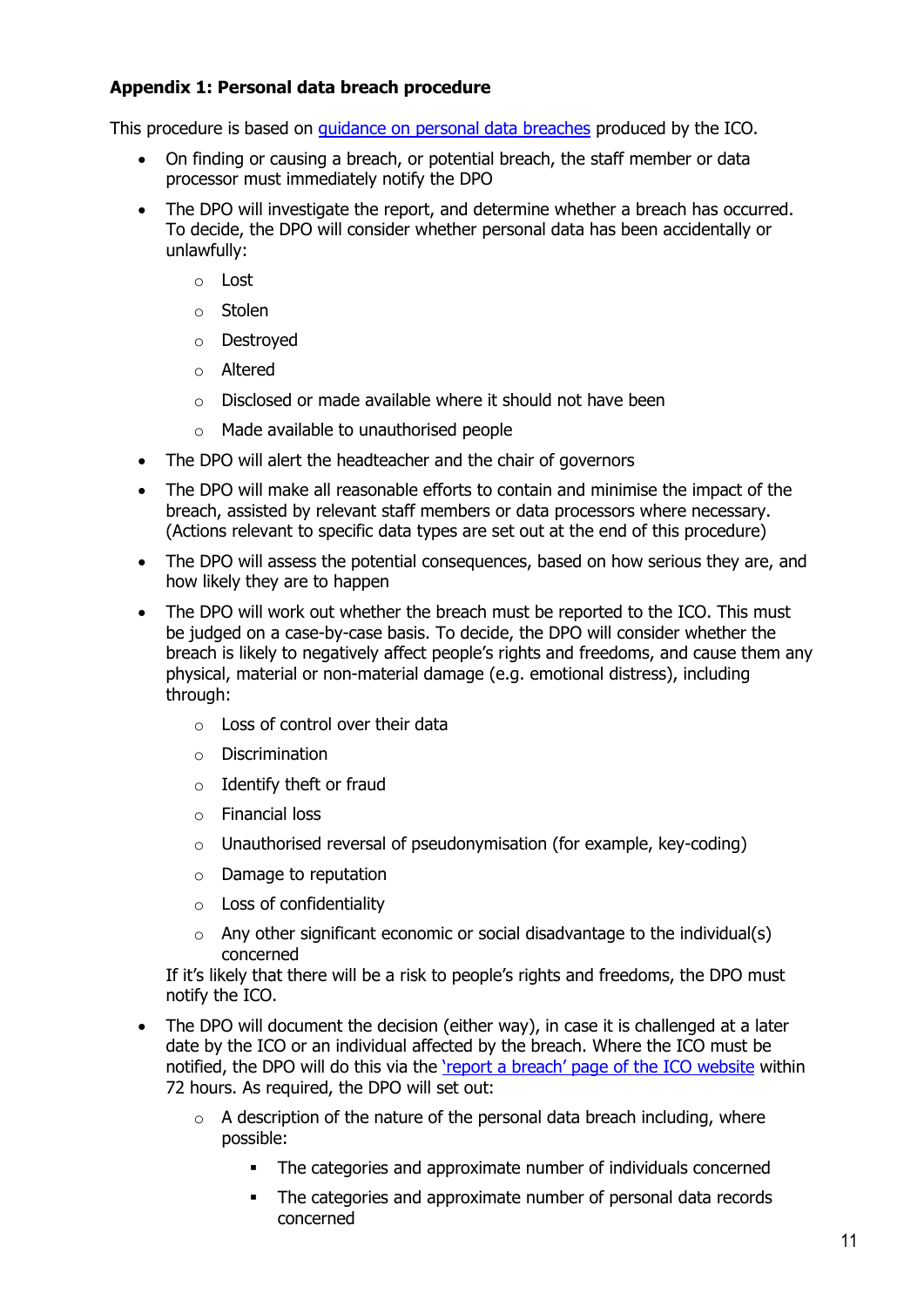**Appendix 1: Personal data breach procedure**

This procedure is based on guidance on personal data breaches produced by the ICO.

- On finding or causing a breach, or potential breach, the staff member or data processor must immediately notify the DPO
- The DPO will investigate the report, and determine whether a breach has occurred. To decide, the DPO will consider whether personal data has been accidentally or unlawfully:
    - Lost
    - Stolen
    - Destroyed
    - Altered
    - Disclosed or made available where it should not have been
    - Made available to unauthorised people
- The DPO will alert the headteacher and the chair of governors
- The DPO will make all reasonable efforts to contain and minimise the impact of the breach, assisted by relevant staff members or data processors where necessary. (Actions relevant to specific data types are set out at the end of this procedure)
- The DPO will assess the potential consequences, based on how serious they are, and how likely they are to happen
- The DPO will work out whether the breach must be reported to the ICO. This must be judged on a case-by-case basis. To decide, the DPO will consider whether the breach is likely to negatively affect people's rights and freedoms, and cause them any physical, material or non-material damage (e.g. emotional distress), including through:
    - Loss of control over their data
    - Discrimination
    - Identify theft or fraud
    - Financial loss
    - Unauthorised reversal of pseudonymisation (for example, key-coding)
    - Damage to reputation
    - Loss of confidentiality
    - Any other significant economic or social disadvantage to the individual(s) concerned

  If it's likely that there will be a risk to people's rights and freedoms, the DPO must notify the ICO.
- The DPO will document the decision (either way), in case it is challenged at a later date by the ICO or an individual affected by the breach. Where the ICO must be notified, the DPO will do this via the 'report a breach' page of the ICO website within 72 hours. As required, the DPO will set out:
    - A description of the nature of the personal data breach including, where possible:
        - The categories and approximate number of individuals concerned
        - The categories and approximate number of personal data records concerned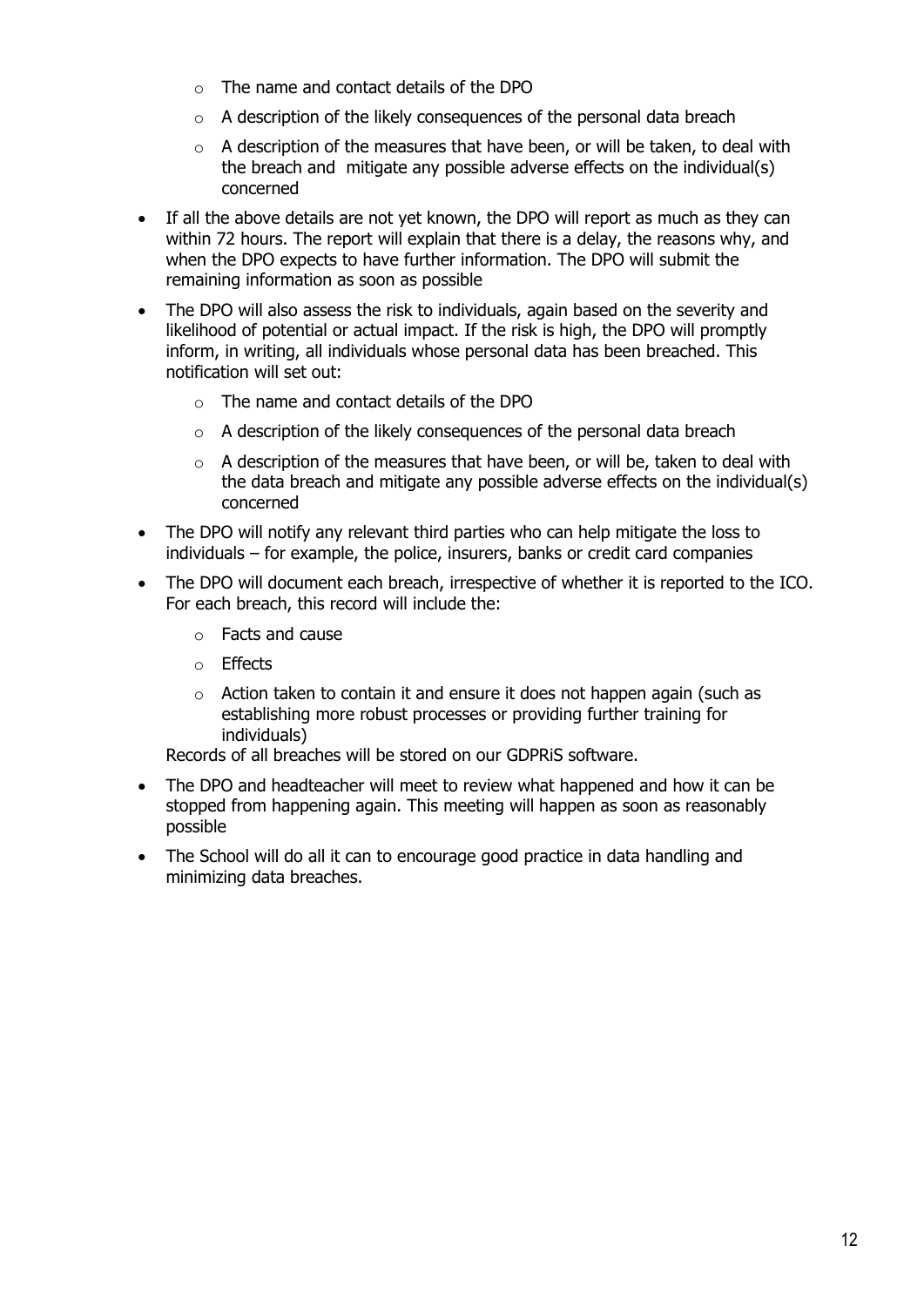- The name and contact details of the DPO
  - A description of the likely consequences of the personal data breach
  - A description of the measures that have been, or will be taken, to deal with the breach and mitigate any possible adverse effects on the individual(s) concerned
- If all the above details are not yet known, the DPO will report as much as they can within 72 hours. The report will explain that there is a delay, the reasons why, and when the DPO expects to have further information. The DPO will submit the remaining information as soon as possible
- The DPO will also assess the risk to individuals, again based on the severity and likelihood of potential or actual impact. If the risk is high, the DPO will promptly inform, in writing, all individuals whose personal data has been breached. This notification will set out:
  - The name and contact details of the DPO
  - A description of the likely consequences of the personal data breach
  - A description of the measures that have been, or will be, taken to deal with the data breach and mitigate any possible adverse effects on the individual(s) concerned
- The DPO will notify any relevant third parties who can help mitigate the loss to individuals – for example, the police, insurers, banks or credit card companies
- The DPO will document each breach, irrespective of whether it is reported to the ICO. For each breach, this record will include the:
  - Facts and cause
  - Effects
  - Action taken to contain it and ensure it does not happen again (such as establishing more robust processes or providing further training for individuals)

  Records of all breaches will be stored on our GDPRiS software.
- The DPO and headteacher will meet to review what happened and how it can be stopped from happening again. This meeting will happen as soon as reasonably possible
- The School will do all it can to encourage good practice in data handling and minimizing data breaches.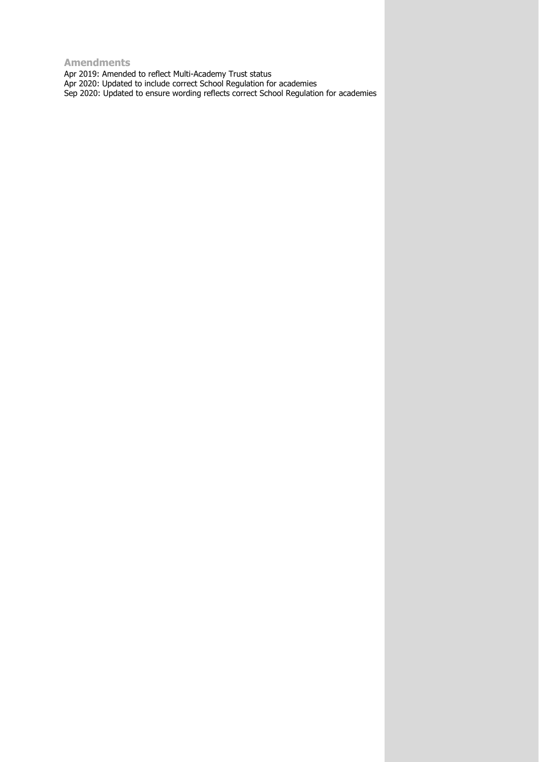## Amendments

Apr 2019: Amended to reflect Multi-Academy Trust status
Apr 2020: Updated to include correct School Regulation for academies
Sep 2020: Updated to ensure wording reflects correct School Regulation for academies